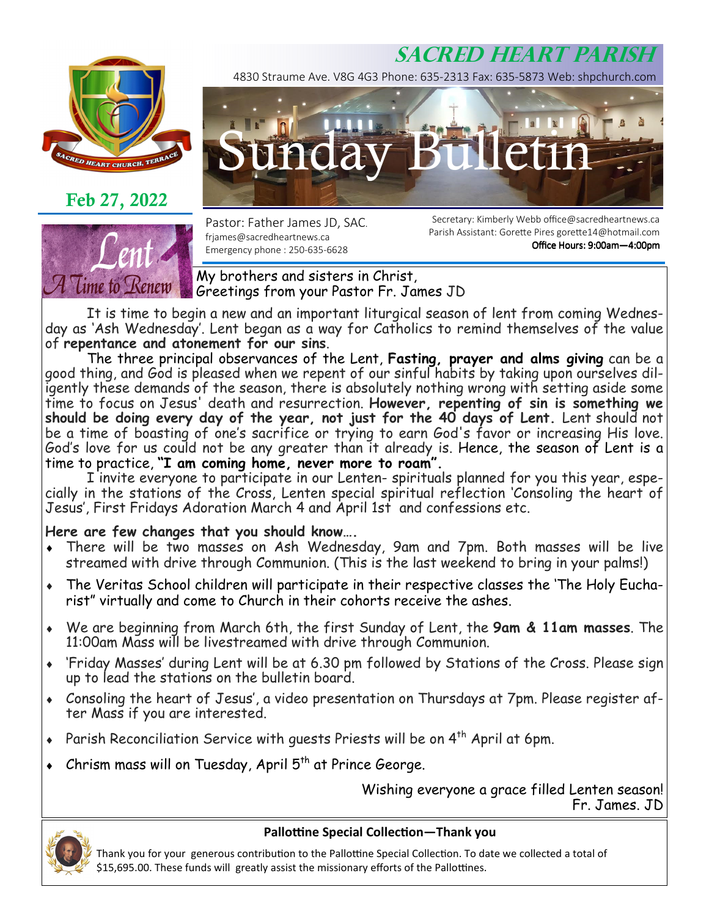# SACRED HEART PARISH

4830 Straume Ave. V8G 4G3 Phone: 635-2313 Fax: 635-5873 Web: shpchurch.com

# Sunday Bulletin

**Feb 27, 2022**

Pastor: Father James JD, SAC.
frjames@sacredheartnews.ca
Emergency phone : 250-635-6628

Secretary: Kimberly Webb office@sacredheartnews.ca
Parish Assistant: Gorette Pires gorette14@hotmail.com
**Office Hours: 9:00am—4:00pm**

Lent — A Time to Renew

My brothers and sisters in Christ,
Greetings from your Pastor Fr. James JD

It is time to begin a new and an important liturgical season of lent from coming Wednesday as 'Ash Wednesday'. Lent began as a way for Catholics to remind themselves of the value of **repentance and atonement for our sins**.

The three principal observances of the Lent, **Fasting, prayer and alms giving** can be a good thing, and God is pleased when we repent of our sinful habits by taking upon ourselves diligently these demands of the season, there is absolutely nothing wrong with setting aside some time to focus on Jesus' death and resurrection. **However, repenting of sin is something we should be doing every day of the year, not just for the 40 days of Lent.** Lent should not be a time of boasting of one's sacrifice or trying to earn God's favor or increasing His love. God's love for us could not be any greater than it already is. Hence, the season of Lent is a time to practice, **"I am coming home, never more to roam".**

I invite everyone to participate in our Lenten- spirituals planned for you this year, especially in the stations of the Cross, Lenten special spiritual reflection 'Consoling the heart of Jesus', First Fridays Adoration March 4 and April 1st and confessions etc.

**Here are few changes that you should know….**

- There will be two masses on Ash Wednesday, 9am and 7pm. Both masses will be live streamed with drive through Communion. (This is the last weekend to bring in your palms!)
- The Veritas School children will participate in their respective classes the 'The Holy Eucharist" virtually and come to Church in their cohorts receive the ashes.
- We are beginning from March 6th, the first Sunday of Lent, the **9am & 11am masses**. The 11:00am Mass will be livestreamed with drive through Communion.
- 'Friday Masses' during Lent will be at 6.30 pm followed by Stations of the Cross. Please sign up to lead the stations on the bulletin board.
- Consoling the heart of Jesus', a video presentation on Thursdays at 7pm. Please register after Mass if you are interested.
- Parish Reconciliation Service with guests Priests will be on 4th April at 6pm.
- Chrism mass will on Tuesday, April 5th at Prince George.

Wishing everyone a grace filled Lenten season!
Fr. James. JD

### Pallottine Special Collection—Thank you

Thank you for your generous contribution to the Pallottine Special Collection. To date we collected a total of $15,695.00. These funds will greatly assist the missionary efforts of the Pallottines.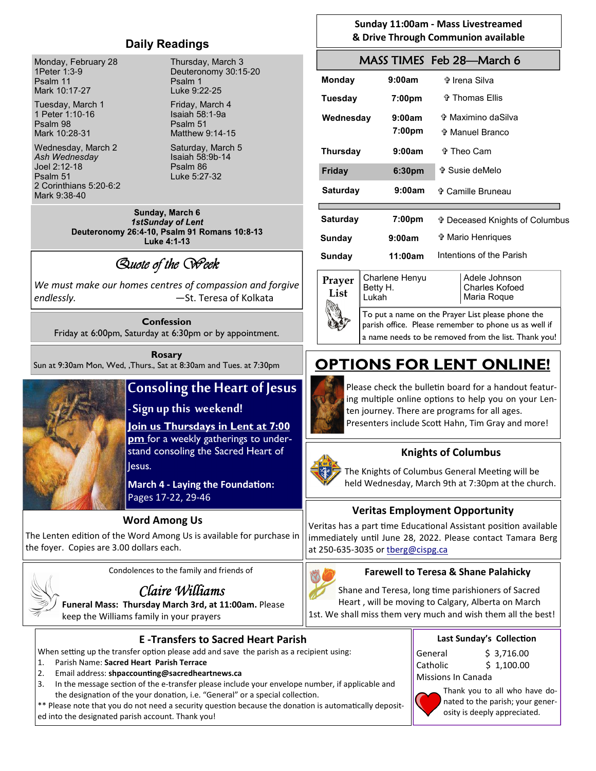## Daily Readings

Monday, February 28
1Peter 1:3-9
Psalm 11
Mark 10:17-27

Tuesday, March 1
1 Peter 1:10-16
Psalm 98
Mark 10:28-31

Wednesday, March 2
*Ash Wednesday*
Joel 2:12-18
Psalm 51
2 Corinthians 5:20-6:2
Mark 9:38-40

Thursday, March 3
Deuteronomy 30:15-20
Psalm 1
Luke 9:22-25

Friday, March 4
Isaiah 58:1-9a
Psalm 51
Matthew 9:14-15

Saturday, March 5
Isaiah 58:9b-14
Psalm 86
Luke 5:27-32

**Sunday, March 6**
***1stSunday of Lent***
**Deuteronomy 26:4-10, Psalm 91 Romans 10:8-13**
**Luke 4:1-13**

## Quote of the Week

*We must make our homes centres of compassion and forgive endlessly.* —St. Teresa of Kolkata

**Confession**
Friday at 6:00pm, Saturday at 6:30pm or by appointment.

**Rosary**
Sun at 9:30am Mon, Wed, ,Thurs., Sat at 8:30am and Tues. at 7:30pm

## Consoling the Heart of Jesus

-Sign up this weekend!

**Join us Thursdays in Lent at 7:00 pm** for a weekly gatherings to understand consoling the Sacred Heart of Jesus.

**March 4 - Laying the Foundation:** Pages 17-22, 29-46

## Word Among Us

The Lenten edition of the Word Among Us is available for purchase in the foyer. Copies are 3.00 dollars each.

Condolences to the family and friends of

*Claire Williams*

**Funeral Mass: Thursday March 3rd, at 11:00am.** Please keep the Williams family in your prayers

**Sunday 11:00am - Mass Livestreamed & Drive Through Communion available**

## MASS TIMES Feb 28—March 6

| | | |
|---|---|---|
| **Monday** | **9:00am** | ✞ Irena Silva |
| **Tuesday** | **7:00pm** | ✞ Thomas Ellis |
| **Wednesday** | **9:00am** | ✞ Maximino daSilva |
| | **7:00pm** | ✞ Manuel Branco |
| **Thursday** | **9:00am** | ✞ Theo Cam |
| **Friday** | **6:30pm** | ✞ Susie deMelo |
| **Saturday** | **9:00am** | ✞ Camille Bruneau |
| **Saturday** | **7:00pm** | ✞ Deceased Knights of Columbus |
| **Sunday** | **9:00am** | ✞ Mario Henriques |
| **Sunday** | **11:00am** | Intentions of the Parish |

**Prayer List**

Charlene Henyu
Betty H.
Lukah
Adele Johnson
Charles Kofoed
Maria Roque

To put a name on the Prayer List please phone the parish office. Please remember to phone us as well if a name needs to be removed from the list. Thank you!

## OPTIONS FOR LENT ONLINE!

Please check the bulletin board for a handout featuring multiple online options to help you on your Lenten journey. There are programs for all ages. Presenters include Scott Hahn, Tim Gray and more!

## Knights of Columbus

The Knights of Columbus General Meeting will be held Wednesday, March 9th at 7:30pm at the church.

## Veritas Employment Opportunity

Veritas has a part time Educational Assistant position available immediately until June 28, 2022. Please contact Tamara Berg at 250-635-3035 or tberg@cispg.ca

## Farewell to Teresa & Shane Palahicky

Shane and Teresa, long time parishioners of Sacred Heart , will be moving to Calgary, Alberta on March 1st. We shall miss them very much and wish them all the best!

## E -Transfers to Sacred Heart Parish

When setting up the transfer option please add and save the parish as a recipient using:

1. Parish Name: **Sacred Heart Parish Terrace**
2. Email address: **shpaccounting@sacredheartnews.ca**
3. In the message section of the e-transfer please include your envelope number, if applicable and the designation of the your donation, i.e. "General" or a special collection.

** Please note that you do not need a security question because the donation is automatically deposited into the designated parish account. Thank you!

**Last Sunday's Collection**

| | |
|---|---|
| General | $ 3,716.00 |
| Catholic | $ 1,100.00 |
| Missions In Canada | |

Thank you to all who have donated to the parish; your generosity is deeply appreciated.